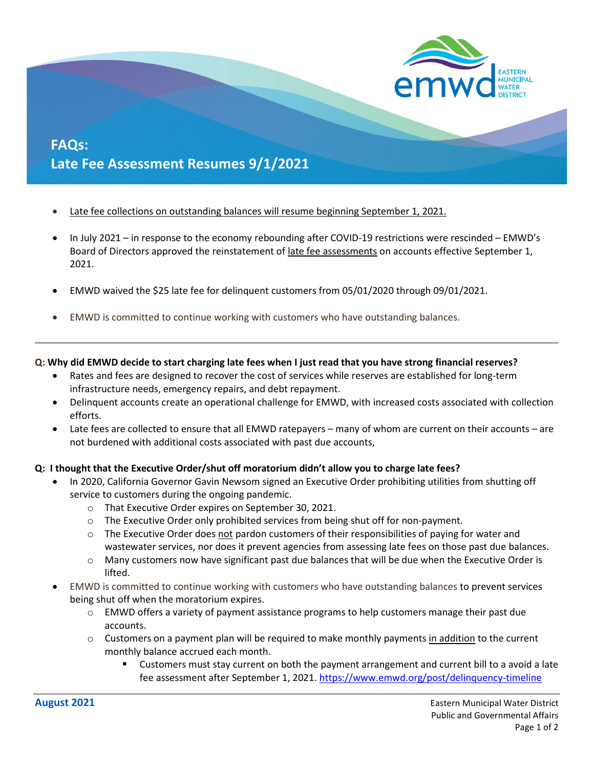# FAQs: Late Fee Assessment Resumes 9/1/2021

- Late fee collections on outstanding balances will resume beginning September 1, 2021.
- In July 2021 – in response to the economy rebounding after COVID-19 restrictions were rescinded – EMWD's Board of Directors approved the reinstatement of late fee assessments on accounts effective September 1, 2021.
- EMWD waived the $25 late fee for delinquent customers from 05/01/2020 through 09/01/2021.
- EMWD is committed to continue working with customers who have outstanding balances.

---

**Q: Why did EMWD decide to start charging late fees when I just read that you have strong financial reserves?**

- Rates and fees are designed to recover the cost of services while reserves are established for long-term infrastructure needs, emergency repairs, and debt repayment.
- Delinquent accounts create an operational challenge for EMWD, with increased costs associated with collection efforts.
- Late fees are collected to ensure that all EMWD ratepayers – many of whom are current on their accounts – are not burdened with additional costs associated with past due accounts,

**Q: I thought that the Executive Order/shut off moratorium didn't allow you to charge late fees?**

- In 2020, California Governor Gavin Newsom signed an Executive Order prohibiting utilities from shutting off service to customers during the ongoing pandemic.
  - That Executive Order expires on September 30, 2021.
  - The Executive Order only prohibited services from being shut off for non-payment.
  - The Executive Order does not pardon customers of their responsibilities of paying for water and wastewater services, nor does it prevent agencies from assessing late fees on those past due balances.
  - Many customers now have significant past due balances that will be due when the Executive Order is lifted.
- EMWD is committed to continue working with customers who have outstanding balances to prevent services being shut off when the moratorium expires.
  - EMWD offers a variety of payment assistance programs to help customers manage their past due accounts.
  - Customers on a payment plan will be required to make monthly payments in addition to the current monthly balance accrued each month.
    - Customers must stay current on both the payment arrangement and current bill to a avoid a late fee assessment after September 1, 2021. https://www.emwd.org/post/delinquency-timeline

**August 2021**

Eastern Municipal Water District
Public and Governmental Affairs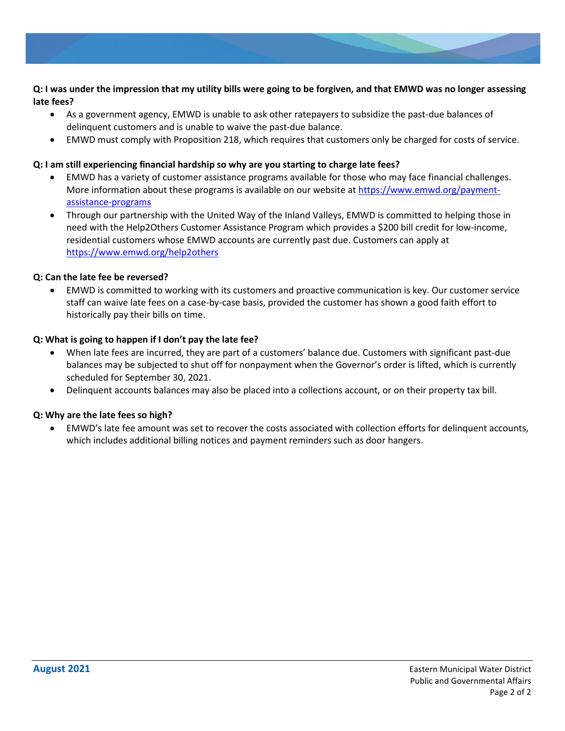**Q: I was under the impression that my utility bills were going to be forgiven, and that EMWD was no longer assessing late fees?**

- As a government agency, EMWD is unable to ask other ratepayers to subsidize the past-due balances of delinquent customers and is unable to waive the past-due balance.
- EMWD must comply with Proposition 218, which requires that customers only be charged for costs of service.

**Q: I am still experiencing financial hardship so why are you starting to charge late fees?**

- EMWD has a variety of customer assistance programs available for those who may face financial challenges. More information about these programs is available on our website at https://www.emwd.org/payment-assistance-programs
- Through our partnership with the United Way of the Inland Valleys, EMWD is committed to helping those in need with the Help2Others Customer Assistance Program which provides a $200 bill credit for low-income, residential customers whose EMWD accounts are currently past due. Customers can apply at https://www.emwd.org/help2others

**Q: Can the late fee be reversed?**

- EMWD is committed to working with its customers and proactive communication is key. Our customer service staff can waive late fees on a case-by-case basis, provided the customer has shown a good faith effort to historically pay their bills on time.

**Q: What is going to happen if I don't pay the late fee?**

- When late fees are incurred, they are part of a customers' balance due. Customers with significant past-due balances may be subjected to shut off for nonpayment when the Governor's order is lifted, which is currently scheduled for September 30, 2021.
- Delinquent accounts balances may also be placed into a collections account, or on their property tax bill.

**Q: Why are the late fees so high?**

- EMWD's late fee amount was set to recover the costs associated with collection efforts for delinquent accounts, which includes additional billing notices and payment reminders such as door hangers.

**August 2021**

Eastern Municipal Water District
Public and Governmental Affairs